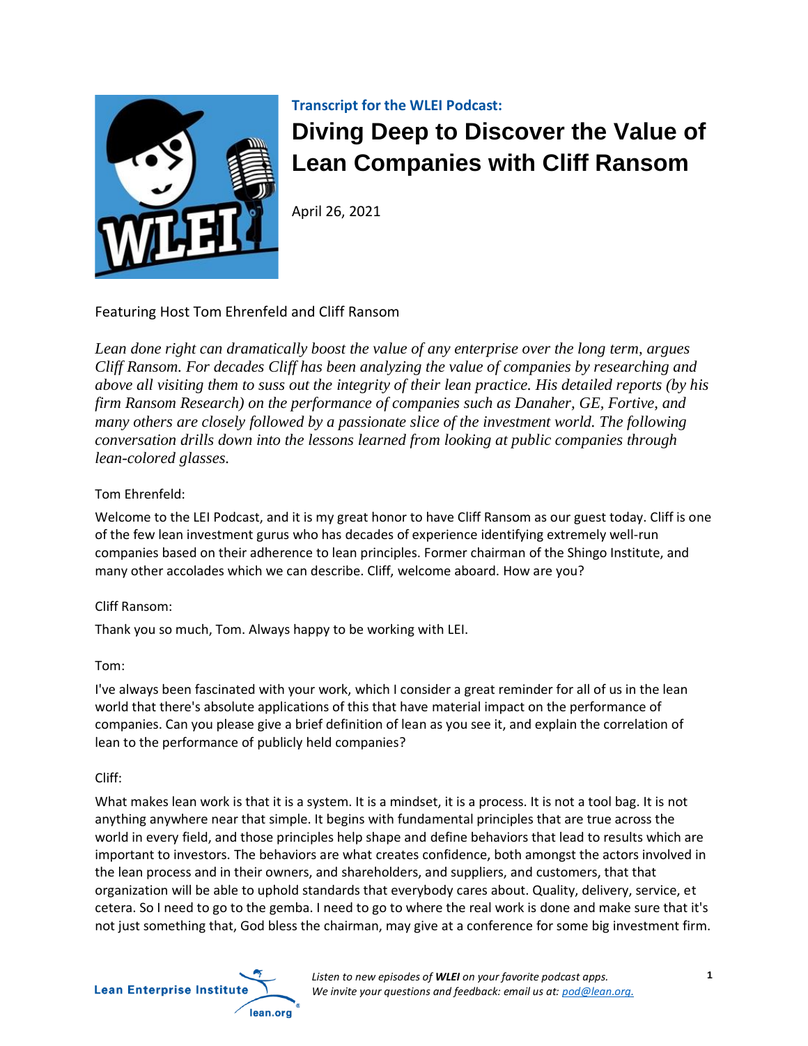**Transcript for the WLEI Podcast:**

# Diving Deep to Discover the Value of Lean Companies with Cliff Ransom

April 26, 2021

Featuring Host Tom Ehrenfeld and Cliff Ransom

*Lean done right can dramatically boost the value of any enterprise over the long term, argues Cliff Ransom. For decades Cliff has been analyzing the value of companies by researching and above all visiting them to suss out the integrity of their lean practice. His detailed reports (by his firm Ransom Research) on the performance of companies such as Danaher, GE, Fortive, and many others are closely followed by a passionate slice of the investment world. The following conversation drills down into the lessons learned from looking at public companies through lean-colored glasses.*

Tom Ehrenfeld:

Welcome to the LEI Podcast, and it is my great honor to have Cliff Ransom as our guest today. Cliff is one of the few lean investment gurus who has decades of experience identifying extremely well-run companies based on their adherence to lean principles. Former chairman of the Shingo Institute, and many other accolades which we can describe. Cliff, welcome aboard. How are you?

Cliff Ransom:

Thank you so much, Tom. Always happy to be working with LEI.

Tom:

I've always been fascinated with your work, which I consider a great reminder for all of us in the lean world that there's absolute applications of this that have material impact on the performance of companies. Can you please give a brief definition of lean as you see it, and explain the correlation of lean to the performance of publicly held companies?

Cliff:

What makes lean work is that it is a system. It is a mindset, it is a process. It is not a tool bag. It is not anything anywhere near that simple. It begins with fundamental principles that are true across the world in every field, and those principles help shape and define behaviors that lead to results which are important to investors. The behaviors are what creates confidence, both amongst the actors involved in the lean process and in their owners, and shareholders, and suppliers, and customers, that that organization will be able to uphold standards that everybody cares about. Quality, delivery, service, et cetera. So I need to go to the gemba. I need to go to where the real work is done and make sure that it's not just something that, God bless the chairman, may give at a conference for some big investment firm.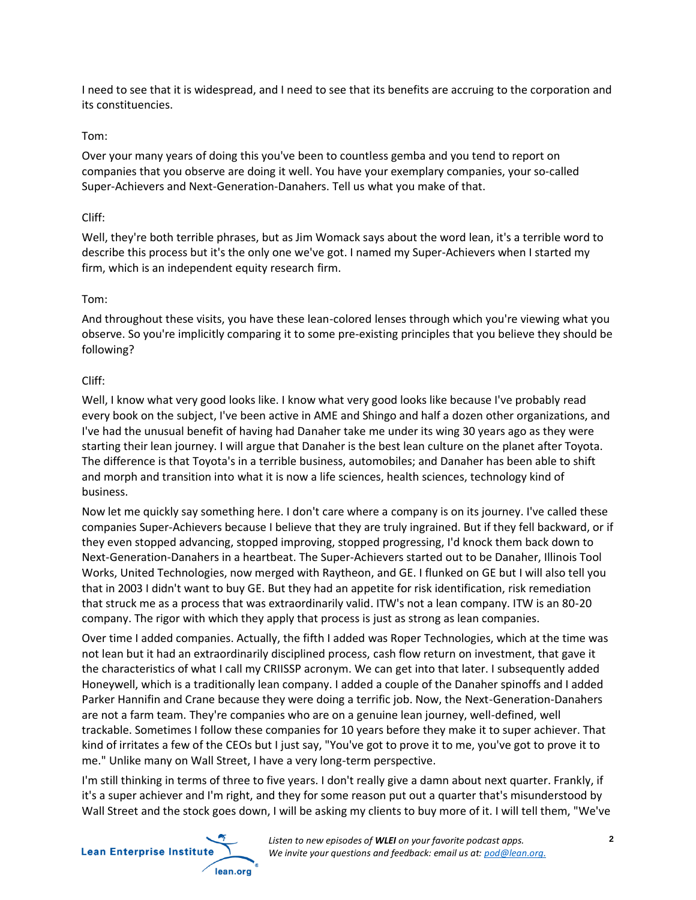I need to see that it is widespread, and I need to see that its benefits are accruing to the corporation and its constituencies.

Tom:

Over your many years of doing this you've been to countless gemba and you tend to report on companies that you observe are doing it well. You have your exemplary companies, your so-called Super-Achievers and Next-Generation-Danahers. Tell us what you make of that.

Cliff:

Well, they're both terrible phrases, but as Jim Womack says about the word lean, it's a terrible word to describe this process but it's the only one we've got. I named my Super-Achievers when I started my firm, which is an independent equity research firm.

Tom:

And throughout these visits, you have these lean-colored lenses through which you're viewing what you observe. So you're implicitly comparing it to some pre-existing principles that you believe they should be following?

Cliff:

Well, I know what very good looks like. I know what very good looks like because I've probably read every book on the subject, I've been active in AME and Shingo and half a dozen other organizations, and I've had the unusual benefit of having had Danaher take me under its wing 30 years ago as they were starting their lean journey. I will argue that Danaher is the best lean culture on the planet after Toyota. The difference is that Toyota's in a terrible business, automobiles; and Danaher has been able to shift and morph and transition into what it is now a life sciences, health sciences, technology kind of business.

Now let me quickly say something here. I don't care where a company is on its journey. I've called these companies Super-Achievers because I believe that they are truly ingrained. But if they fell backward, or if they even stopped advancing, stopped improving, stopped progressing, I'd knock them back down to Next-Generation-Danahers in a heartbeat. The Super-Achievers started out to be Danaher, Illinois Tool Works, United Technologies, now merged with Raytheon, and GE. I flunked on GE but I will also tell you that in 2003 I didn't want to buy GE. But they had an appetite for risk identification, risk remediation that struck me as a process that was extraordinarily valid. ITW's not a lean company. ITW is an 80-20 company. The rigor with which they apply that process is just as strong as lean companies.

Over time I added companies. Actually, the fifth I added was Roper Technologies, which at the time was not lean but it had an extraordinarily disciplined process, cash flow return on investment, that gave it the characteristics of what I call my CRIISSP acronym. We can get into that later. I subsequently added Honeywell, which is a traditionally lean company. I added a couple of the Danaher spinoffs and I added Parker Hannifin and Crane because they were doing a terrific job. Now, the Next-Generation-Danahers are not a farm team. They're companies who are on a genuine lean journey, well-defined, well trackable. Sometimes I follow these companies for 10 years before they make it to super achiever. That kind of irritates a few of the CEOs but I just say, "You've got to prove it to me, you've got to prove it to me." Unlike many on Wall Street, I have a very long-term perspective.

I'm still thinking in terms of three to five years. I don't really give a damn about next quarter. Frankly, if it's a super achiever and I'm right, and they for some reason put out a quarter that's misunderstood by Wall Street and the stock goes down, I will be asking my clients to buy more of it. I will tell them, "We've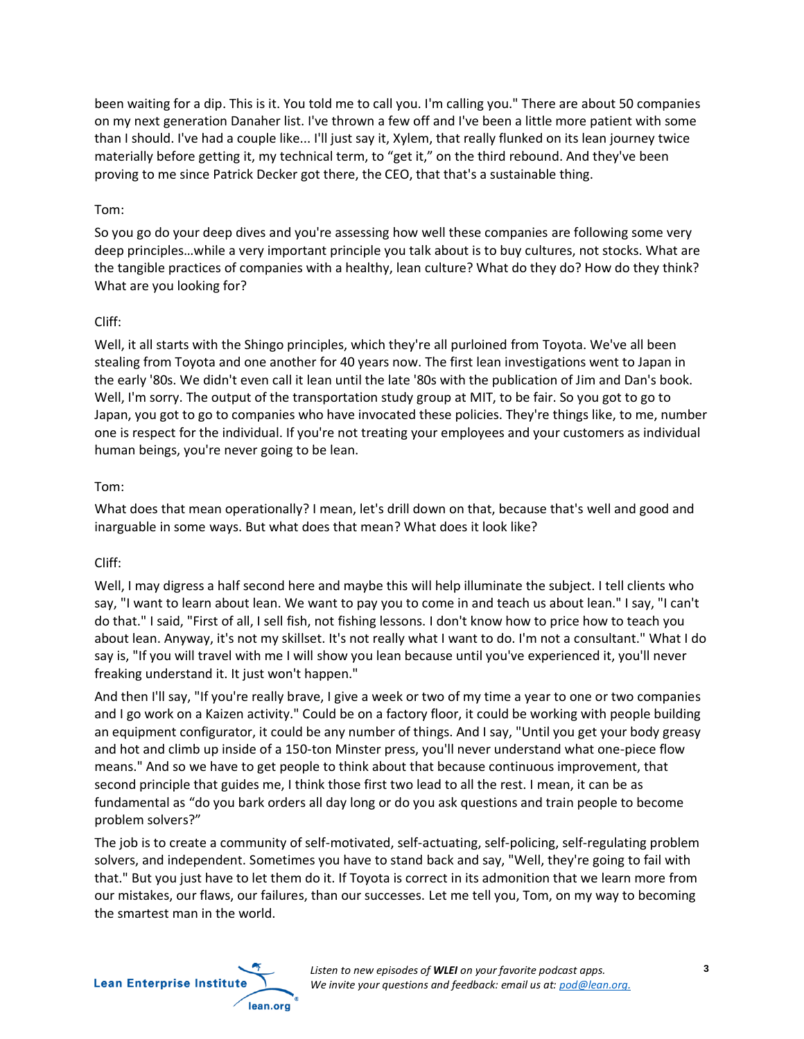been waiting for a dip. This is it. You told me to call you. I'm calling you." There are about 50 companies on my next generation Danaher list. I've thrown a few off and I've been a little more patient with some than I should. I've had a couple like... I'll just say it, Xylem, that really flunked on its lean journey twice materially before getting it, my technical term, to "get it," on the third rebound. And they've been proving to me since Patrick Decker got there, the CEO, that that's a sustainable thing.

Tom:

So you go do your deep dives and you're assessing how well these companies are following some very deep principles…while a very important principle you talk about is to buy cultures, not stocks. What are the tangible practices of companies with a healthy, lean culture? What do they do? How do they think? What are you looking for?

Cliff:

Well, it all starts with the Shingo principles, which they're all purloined from Toyota. We've all been stealing from Toyota and one another for 40 years now. The first lean investigations went to Japan in the early '80s. We didn't even call it lean until the late '80s with the publication of Jim and Dan's book. Well, I'm sorry. The output of the transportation study group at MIT, to be fair. So you got to go to Japan, you got to go to companies who have invocated these policies. They're things like, to me, number one is respect for the individual. If you're not treating your employees and your customers as individual human beings, you're never going to be lean.

Tom:

What does that mean operationally? I mean, let's drill down on that, because that's well and good and inarguable in some ways. But what does that mean? What does it look like?

Cliff:

Well, I may digress a half second here and maybe this will help illuminate the subject. I tell clients who say, "I want to learn about lean. We want to pay you to come in and teach us about lean." I say, "I can't do that." I said, "First of all, I sell fish, not fishing lessons. I don't know how to price how to teach you about lean. Anyway, it's not my skillset. It's not really what I want to do. I'm not a consultant." What I do say is, "If you will travel with me I will show you lean because until you've experienced it, you'll never freaking understand it. It just won't happen."

And then I'll say, "If you're really brave, I give a week or two of my time a year to one or two companies and I go work on a Kaizen activity." Could be on a factory floor, it could be working with people building an equipment configurator, it could be any number of things. And I say, "Until you get your body greasy and hot and climb up inside of a 150-ton Minster press, you'll never understand what one-piece flow means." And so we have to get people to think about that because continuous improvement, that second principle that guides me, I think those first two lead to all the rest. I mean, it can be as fundamental as "do you bark orders all day long or do you ask questions and train people to become problem solvers?"

The job is to create a community of self-motivated, self-actuating, self-policing, self-regulating problem solvers, and independent. Sometimes you have to stand back and say, "Well, they're going to fail with that." But you just have to let them do it. If Toyota is correct in its admonition that we learn more from our mistakes, our flaws, our failures, than our successes. Let me tell you, Tom, on my way to becoming the smartest man in the world.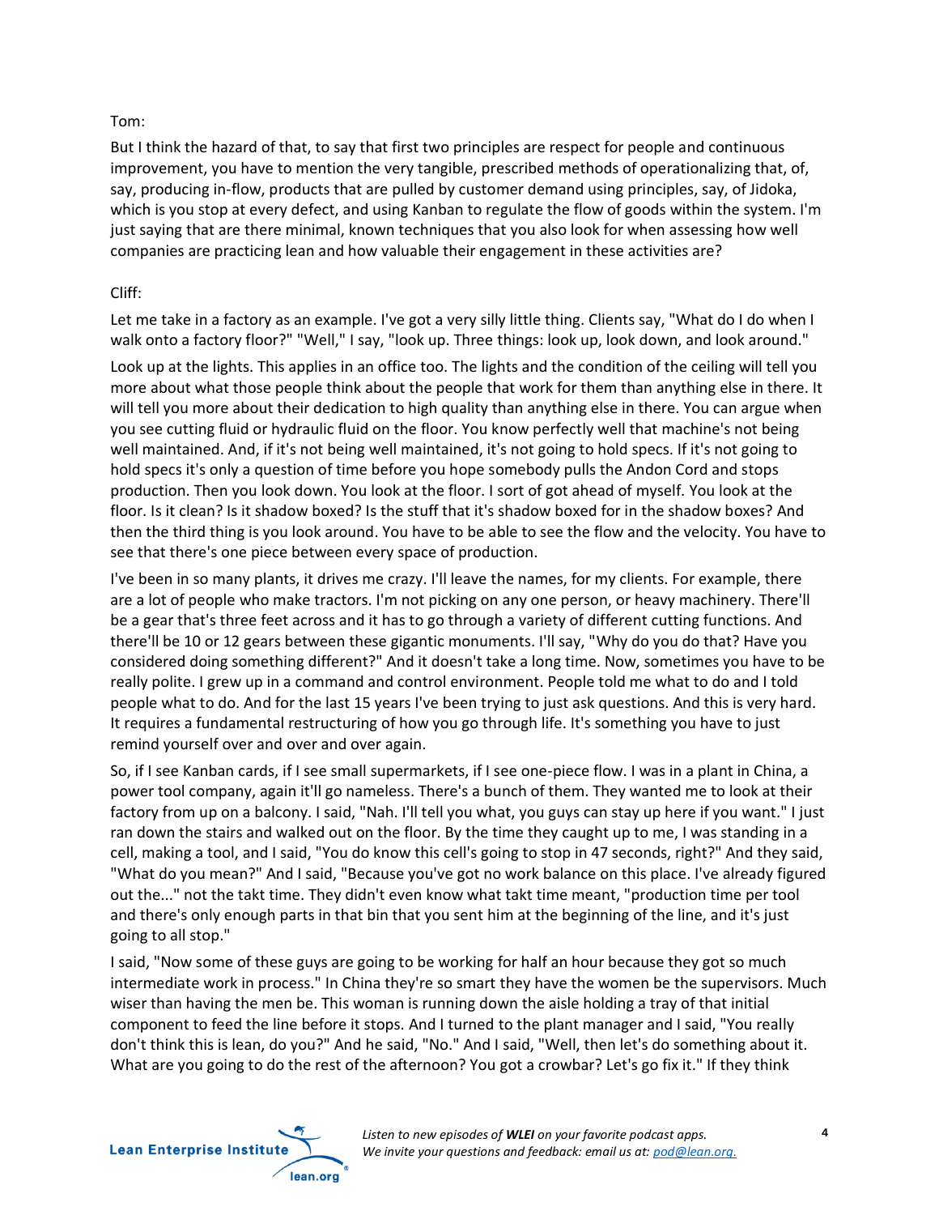Tom:

But I think the hazard of that, to say that first two principles are respect for people and continuous improvement, you have to mention the very tangible, prescribed methods of operationalizing that, of, say, producing in-flow, products that are pulled by customer demand using principles, say, of Jidoka, which is you stop at every defect, and using Kanban to regulate the flow of goods within the system. I'm just saying that are there minimal, known techniques that you also look for when assessing how well companies are practicing lean and how valuable their engagement in these activities are?

Cliff:

Let me take in a factory as an example. I've got a very silly little thing. Clients say, "What do I do when I walk onto a factory floor?" "Well," I say, "look up. Three things: look up, look down, and look around."

Look up at the lights. This applies in an office too. The lights and the condition of the ceiling will tell you more about what those people think about the people that work for them than anything else in there. It will tell you more about their dedication to high quality than anything else in there. You can argue when you see cutting fluid or hydraulic fluid on the floor. You know perfectly well that machine's not being well maintained. And, if it's not being well maintained, it's not going to hold specs. If it's not going to hold specs it's only a question of time before you hope somebody pulls the Andon Cord and stops production. Then you look down. You look at the floor. I sort of got ahead of myself. You look at the floor. Is it clean? Is it shadow boxed? Is the stuff that it's shadow boxed for in the shadow boxes? And then the third thing is you look around. You have to be able to see the flow and the velocity. You have to see that there's one piece between every space of production.

I've been in so many plants, it drives me crazy. I'll leave the names, for my clients. For example, there are a lot of people who make tractors. I'm not picking on any one person, or heavy machinery. There'll be a gear that's three feet across and it has to go through a variety of different cutting functions. And there'll be 10 or 12 gears between these gigantic monuments. I'll say, "Why do you do that? Have you considered doing something different?" And it doesn't take a long time. Now, sometimes you have to be really polite. I grew up in a command and control environment. People told me what to do and I told people what to do. And for the last 15 years I've been trying to just ask questions. And this is very hard. It requires a fundamental restructuring of how you go through life. It's something you have to just remind yourself over and over and over again.

So, if I see Kanban cards, if I see small supermarkets, if I see one-piece flow. I was in a plant in China, a power tool company, again it'll go nameless. There's a bunch of them. They wanted me to look at their factory from up on a balcony. I said, "Nah. I'll tell you what, you guys can stay up here if you want." I just ran down the stairs and walked out on the floor. By the time they caught up to me, I was standing in a cell, making a tool, and I said, "You do know this cell's going to stop in 47 seconds, right?" And they said, "What do you mean?" And I said, "Because you've got no work balance on this place. I've already figured out the..." not the takt time. They didn't even know what takt time meant, "production time per tool and there's only enough parts in that bin that you sent him at the beginning of the line, and it's just going to all stop."

I said, "Now some of these guys are going to be working for half an hour because they got so much intermediate work in process." In China they're so smart they have the women be the supervisors. Much wiser than having the men be. This woman is running down the aisle holding a tray of that initial component to feed the line before it stops. And I turned to the plant manager and I said, "You really don't think this is lean, do you?" And he said, "No." And I said, "Well, then let's do something about it. What are you going to do the rest of the afternoon? You got a crowbar? Let's go fix it." If they think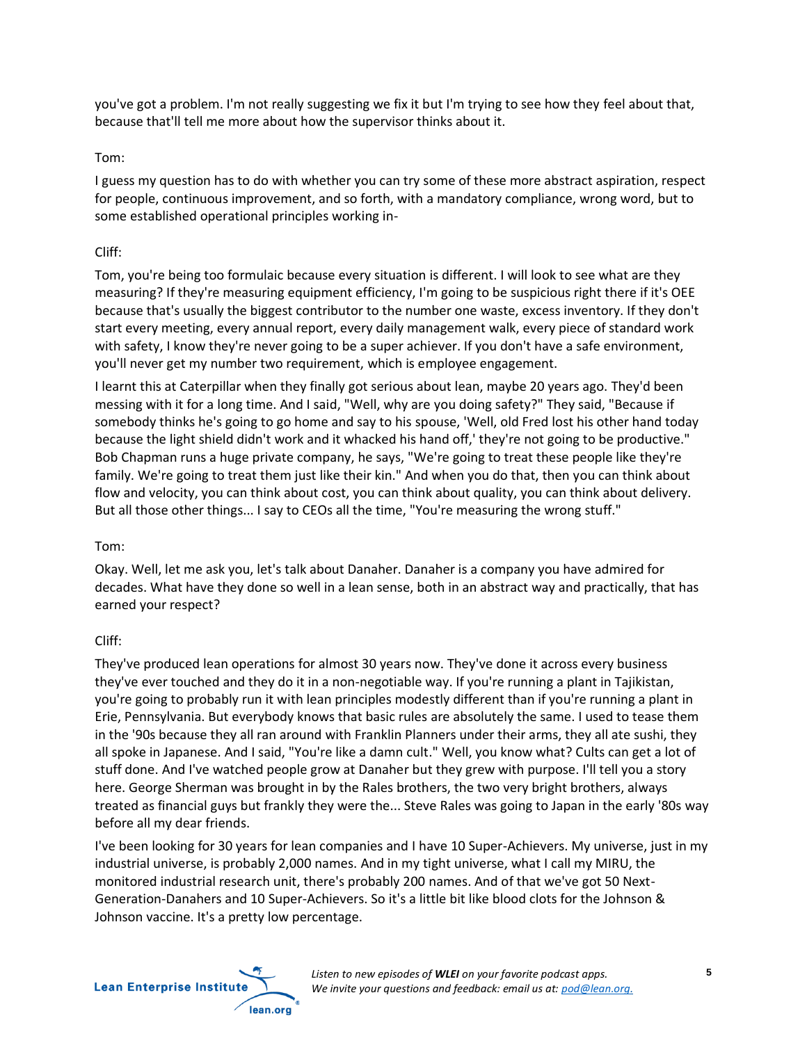you've got a problem. I'm not really suggesting we fix it but I'm trying to see how they feel about that, because that'll tell me more about how the supervisor thinks about it.

Tom:

I guess my question has to do with whether you can try some of these more abstract aspiration, respect for people, continuous improvement, and so forth, with a mandatory compliance, wrong word, but to some established operational principles working in-

Cliff:

Tom, you're being too formulaic because every situation is different. I will look to see what are they measuring? If they're measuring equipment efficiency, I'm going to be suspicious right there if it's OEE because that's usually the biggest contributor to the number one waste, excess inventory. If they don't start every meeting, every annual report, every daily management walk, every piece of standard work with safety, I know they're never going to be a super achiever. If you don't have a safe environment, you'll never get my number two requirement, which is employee engagement.

I learnt this at Caterpillar when they finally got serious about lean, maybe 20 years ago. They'd been messing with it for a long time. And I said, "Well, why are you doing safety?" They said, "Because if somebody thinks he's going to go home and say to his spouse, 'Well, old Fred lost his other hand today because the light shield didn't work and it whacked his hand off,' they're not going to be productive." Bob Chapman runs a huge private company, he says, "We're going to treat these people like they're family. We're going to treat them just like their kin." And when you do that, then you can think about flow and velocity, you can think about cost, you can think about quality, you can think about delivery. But all those other things... I say to CEOs all the time, "You're measuring the wrong stuff."

Tom:

Okay. Well, let me ask you, let's talk about Danaher. Danaher is a company you have admired for decades. What have they done so well in a lean sense, both in an abstract way and practically, that has earned your respect?

Cliff:

They've produced lean operations for almost 30 years now. They've done it across every business they've ever touched and they do it in a non-negotiable way. If you're running a plant in Tajikistan, you're going to probably run it with lean principles modestly different than if you're running a plant in Erie, Pennsylvania. But everybody knows that basic rules are absolutely the same. I used to tease them in the '90s because they all ran around with Franklin Planners under their arms, they all ate sushi, they all spoke in Japanese. And I said, "You're like a damn cult." Well, you know what? Cults can get a lot of stuff done. And I've watched people grow at Danaher but they grew with purpose. I'll tell you a story here. George Sherman was brought in by the Rales brothers, the two very bright brothers, always treated as financial guys but frankly they were the... Steve Rales was going to Japan in the early '80s way before all my dear friends.

I've been looking for 30 years for lean companies and I have 10 Super-Achievers. My universe, just in my industrial universe, is probably 2,000 names. And in my tight universe, what I call my MIRU, the monitored industrial research unit, there's probably 200 names. And of that we've got 50 Next-Generation-Danahers and 10 Super-Achievers. So it's a little bit like blood clots for the Johnson & Johnson vaccine. It's a pretty low percentage.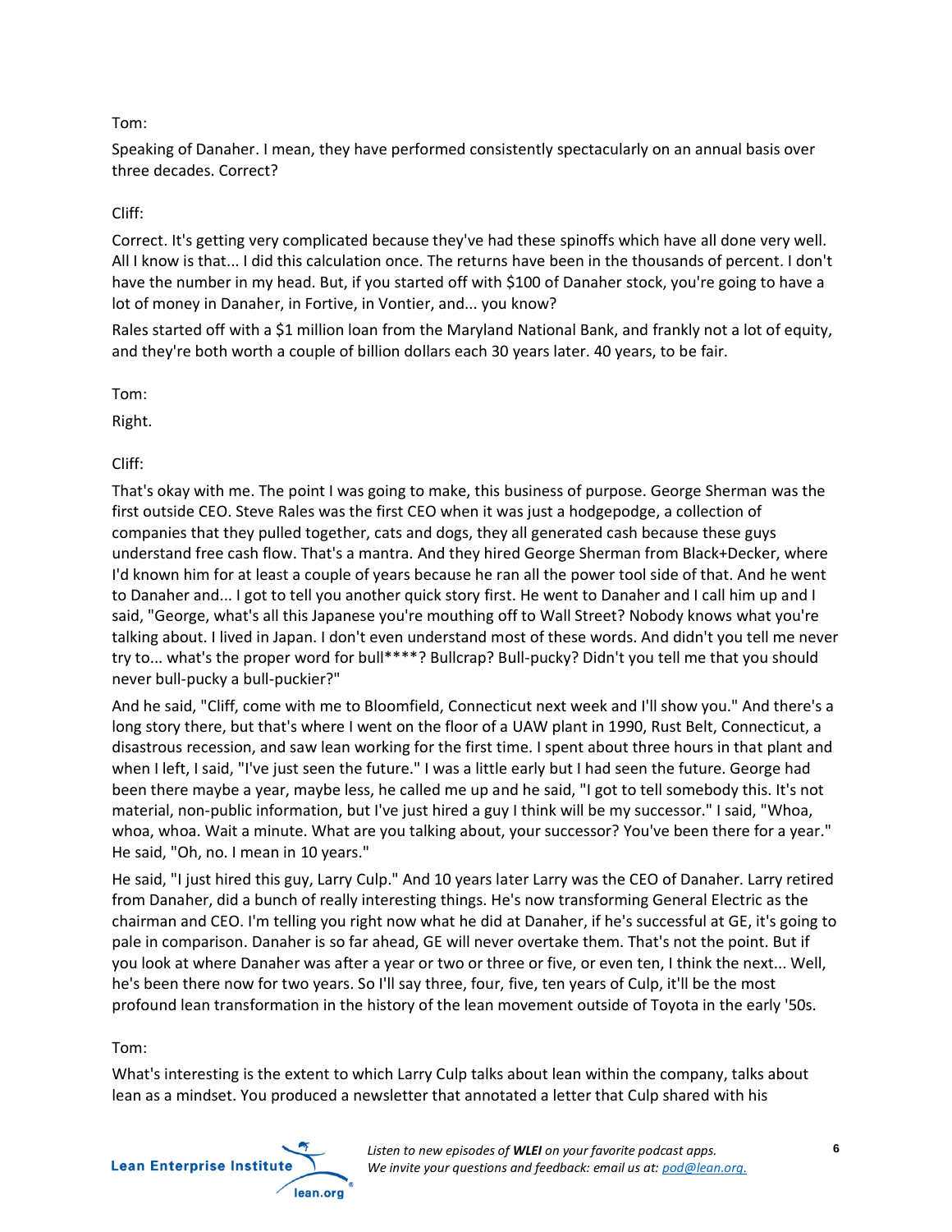Tom:

Speaking of Danaher. I mean, they have performed consistently spectacularly on an annual basis over three decades. Correct?

Cliff:

Correct. It's getting very complicated because they've had these spinoffs which have all done very well. All I know is that... I did this calculation once. The returns have been in the thousands of percent. I don't have the number in my head. But, if you started off with $100 of Danaher stock, you're going to have a lot of money in Danaher, in Fortive, in Vontier, and... you know?

Rales started off with a $1 million loan from the Maryland National Bank, and frankly not a lot of equity, and they're both worth a couple of billion dollars each 30 years later. 40 years, to be fair.

Tom:

Right.

Cliff:

That's okay with me. The point I was going to make, this business of purpose. George Sherman was the first outside CEO. Steve Rales was the first CEO when it was just a hodgepodge, a collection of companies that they pulled together, cats and dogs, they all generated cash because these guys understand free cash flow. That's a mantra. And they hired George Sherman from Black+Decker, where I'd known him for at least a couple of years because he ran all the power tool side of that. And he went to Danaher and... I got to tell you another quick story first. He went to Danaher and I call him up and I said, "George, what's all this Japanese you're mouthing off to Wall Street? Nobody knows what you're talking about. I lived in Japan. I don't even understand most of these words. And didn't you tell me never try to... what's the proper word for bull****? Bullcrap? Bull-pucky? Didn't you tell me that you should never bull-pucky a bull-puckier?"

And he said, "Cliff, come with me to Bloomfield, Connecticut next week and I'll show you." And there's a long story there, but that's where I went on the floor of a UAW plant in 1990, Rust Belt, Connecticut, a disastrous recession, and saw lean working for the first time. I spent about three hours in that plant and when I left, I said, "I've just seen the future." I was a little early but I had seen the future. George had been there maybe a year, maybe less, he called me up and he said, "I got to tell somebody this. It's not material, non-public information, but I've just hired a guy I think will be my successor." I said, "Whoa, whoa, whoa. Wait a minute. What are you talking about, your successor? You've been there for a year." He said, "Oh, no. I mean in 10 years."

He said, "I just hired this guy, Larry Culp." And 10 years later Larry was the CEO of Danaher. Larry retired from Danaher, did a bunch of really interesting things. He's now transforming General Electric as the chairman and CEO. I'm telling you right now what he did at Danaher, if he's successful at GE, it's going to pale in comparison. Danaher is so far ahead, GE will never overtake them. That's not the point. But if you look at where Danaher was after a year or two or three or five, or even ten, I think the next... Well, he's been there now for two years. So I'll say three, four, five, ten years of Culp, it'll be the most profound lean transformation in the history of the lean movement outside of Toyota in the early '50s.

Tom:

What's interesting is the extent to which Larry Culp talks about lean within the company, talks about lean as a mindset. You produced a newsletter that annotated a letter that Culp shared with his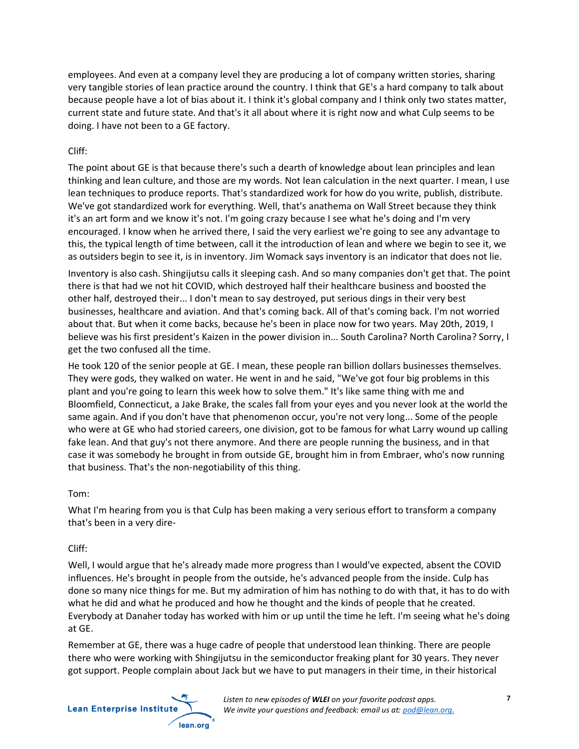employees. And even at a company level they are producing a lot of company written stories, sharing very tangible stories of lean practice around the country. I think that GE's a hard company to talk about because people have a lot of bias about it. I think it's global company and I think only two states matter, current state and future state. And that's it all about where it is right now and what Culp seems to be doing. I have not been to a GE factory.

Cliff:

The point about GE is that because there's such a dearth of knowledge about lean principles and lean thinking and lean culture, and those are my words. Not lean calculation in the next quarter. I mean, I use lean techniques to produce reports. That's standardized work for how do you write, publish, distribute. We've got standardized work for everything. Well, that's anathema on Wall Street because they think it's an art form and we know it's not. I'm going crazy because I see what he's doing and I'm very encouraged. I know when he arrived there, I said the very earliest we're going to see any advantage to this, the typical length of time between, call it the introduction of lean and where we begin to see it, we as outsiders begin to see it, is in inventory. Jim Womack says inventory is an indicator that does not lie.

Inventory is also cash. Shingijutsu calls it sleeping cash. And so many companies don't get that. The point there is that had we not hit COVID, which destroyed half their healthcare business and boosted the other half, destroyed their... I don't mean to say destroyed, put serious dings in their very best businesses, healthcare and aviation. And that's coming back. All of that's coming back. I'm not worried about that. But when it come backs, because he's been in place now for two years. May 20th, 2019, I believe was his first president's Kaizen in the power division in... South Carolina? North Carolina? Sorry, I get the two confused all the time.

He took 120 of the senior people at GE. I mean, these people ran billion dollars businesses themselves. They were gods, they walked on water. He went in and he said, "We've got four big problems in this plant and you're going to learn this week how to solve them." It's like same thing with me and Bloomfield, Connecticut, a Jake Brake, the scales fall from your eyes and you never look at the world the same again. And if you don't have that phenomenon occur, you're not very long... Some of the people who were at GE who had storied careers, one division, got to be famous for what Larry wound up calling fake lean. And that guy's not there anymore. And there are people running the business, and in that case it was somebody he brought in from outside GE, brought him in from Embraer, who's now running that business. That's the non-negotiability of this thing.

Tom:

What I'm hearing from you is that Culp has been making a very serious effort to transform a company that's been in a very dire-

Cliff:

Well, I would argue that he's already made more progress than I would've expected, absent the COVID influences. He's brought in people from the outside, he's advanced people from the inside. Culp has done so many nice things for me. But my admiration of him has nothing to do with that, it has to do with what he did and what he produced and how he thought and the kinds of people that he created. Everybody at Danaher today has worked with him or up until the time he left. I'm seeing what he's doing at GE.

Remember at GE, there was a huge cadre of people that understood lean thinking. There are people there who were working with Shingijutsu in the semiconductor freaking plant for 30 years. They never got support. People complain about Jack but we have to put managers in their time, in their historical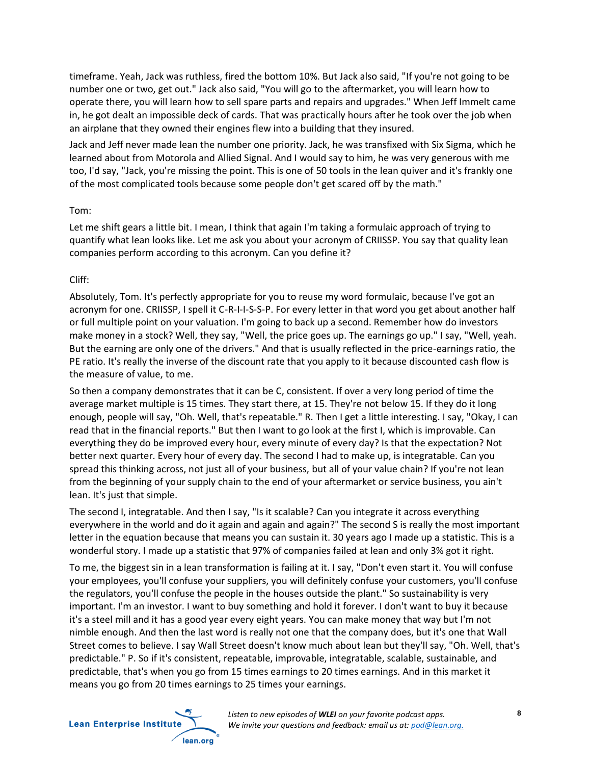timeframe. Yeah, Jack was ruthless, fired the bottom 10%. But Jack also said, "If you're not going to be number one or two, get out." Jack also said, "You will go to the aftermarket, you will learn how to operate there, you will learn how to sell spare parts and repairs and upgrades." When Jeff Immelt came in, he got dealt an impossible deck of cards. That was practically hours after he took over the job when an airplane that they owned their engines flew into a building that they insured.

Jack and Jeff never made lean the number one priority. Jack, he was transfixed with Six Sigma, which he learned about from Motorola and Allied Signal. And I would say to him, he was very generous with me too, I'd say, "Jack, you're missing the point. This is one of 50 tools in the lean quiver and it's frankly one of the most complicated tools because some people don't get scared off by the math."

Tom:

Let me shift gears a little bit. I mean, I think that again I'm taking a formulaic approach of trying to quantify what lean looks like. Let me ask you about your acronym of CRIISSP. You say that quality lean companies perform according to this acronym. Can you define it?

Cliff:

Absolutely, Tom. It's perfectly appropriate for you to reuse my word formulaic, because I've got an acronym for one. CRIISSP, I spell it C-R-I-I-S-S-P. For every letter in that word you get about another half or full multiple point on your valuation. I'm going to back up a second. Remember how do investors make money in a stock? Well, they say, "Well, the price goes up. The earnings go up." I say, "Well, yeah. But the earning are only one of the drivers." And that is usually reflected in the price-earnings ratio, the PE ratio. It's really the inverse of the discount rate that you apply to it because discounted cash flow is the measure of value, to me.

So then a company demonstrates that it can be C, consistent. If over a very long period of time the average market multiple is 15 times. They start there, at 15. They're not below 15. If they do it long enough, people will say, "Oh. Well, that's repeatable." R. Then I get a little interesting. I say, "Okay, I can read that in the financial reports." But then I want to go look at the first I, which is improvable. Can everything they do be improved every hour, every minute of every day? Is that the expectation? Not better next quarter. Every hour of every day. The second I had to make up, is integratable. Can you spread this thinking across, not just all of your business, but all of your value chain? If you're not lean from the beginning of your supply chain to the end of your aftermarket or service business, you ain't lean. It's just that simple.

The second I, integratable. And then I say, "Is it scalable? Can you integrate it across everything everywhere in the world and do it again and again and again?" The second S is really the most important letter in the equation because that means you can sustain it. 30 years ago I made up a statistic. This is a wonderful story. I made up a statistic that 97% of companies failed at lean and only 3% got it right.

To me, the biggest sin in a lean transformation is failing at it. I say, "Don't even start it. You will confuse your employees, you'll confuse your suppliers, you will definitely confuse your customers, you'll confuse the regulators, you'll confuse the people in the houses outside the plant." So sustainability is very important. I'm an investor. I want to buy something and hold it forever. I don't want to buy it because it's a steel mill and it has a good year every eight years. You can make money that way but I'm not nimble enough. And then the last word is really not one that the company does, but it's one that Wall Street comes to believe. I say Wall Street doesn't know much about lean but they'll say, "Oh. Well, that's predictable." P. So if it's consistent, repeatable, improvable, integratable, scalable, sustainable, and predictable, that's when you go from 15 times earnings to 20 times earnings. And in this market it means you go from 20 times earnings to 25 times your earnings.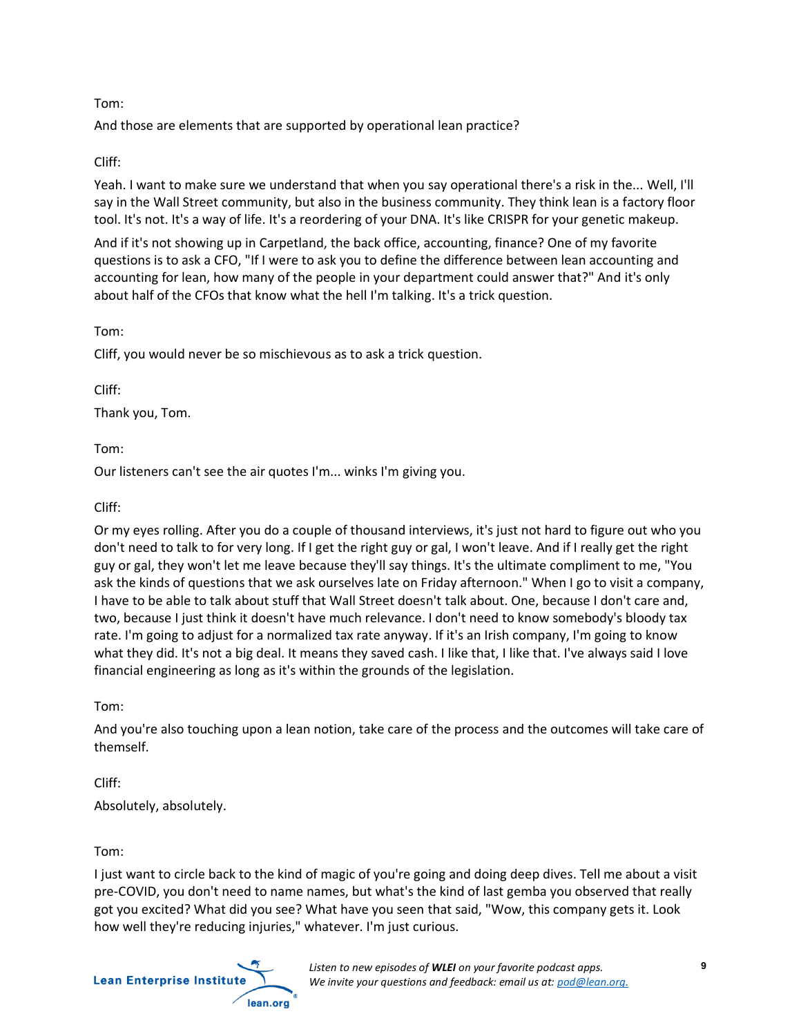Tom:

And those are elements that are supported by operational lean practice?

Cliff:

Yeah. I want to make sure we understand that when you say operational there's a risk in the... Well, I'll say in the Wall Street community, but also in the business community. They think lean is a factory floor tool. It's not. It's a way of life. It's a reordering of your DNA. It's like CRISPR for your genetic makeup.

And if it's not showing up in Carpetland, the back office, accounting, finance? One of my favorite questions is to ask a CFO, "If I were to ask you to define the difference between lean accounting and accounting for lean, how many of the people in your department could answer that?" And it's only about half of the CFOs that know what the hell I'm talking. It's a trick question.

Tom:

Cliff, you would never be so mischievous as to ask a trick question.

Cliff:

Thank you, Tom.

Tom:

Our listeners can't see the air quotes I'm... winks I'm giving you.

Cliff:

Or my eyes rolling. After you do a couple of thousand interviews, it's just not hard to figure out who you don't need to talk to for very long. If I get the right guy or gal, I won't leave. And if I really get the right guy or gal, they won't let me leave because they'll say things. It's the ultimate compliment to me, "You ask the kinds of questions that we ask ourselves late on Friday afternoon." When I go to visit a company, I have to be able to talk about stuff that Wall Street doesn't talk about. One, because I don't care and, two, because I just think it doesn't have much relevance. I don't need to know somebody's bloody tax rate. I'm going to adjust for a normalized tax rate anyway. If it's an Irish company, I'm going to know what they did. It's not a big deal. It means they saved cash. I like that, I like that. I've always said I love financial engineering as long as it's within the grounds of the legislation.

Tom:

And you're also touching upon a lean notion, take care of the process and the outcomes will take care of themself.

Cliff:

Absolutely, absolutely.

Tom:

I just want to circle back to the kind of magic of you're going and doing deep dives. Tell me about a visit pre-COVID, you don't need to name names, but what's the kind of last gemba you observed that really got you excited? What did you see? What have you seen that said, "Wow, this company gets it. Look how well they're reducing injuries," whatever. I'm just curious.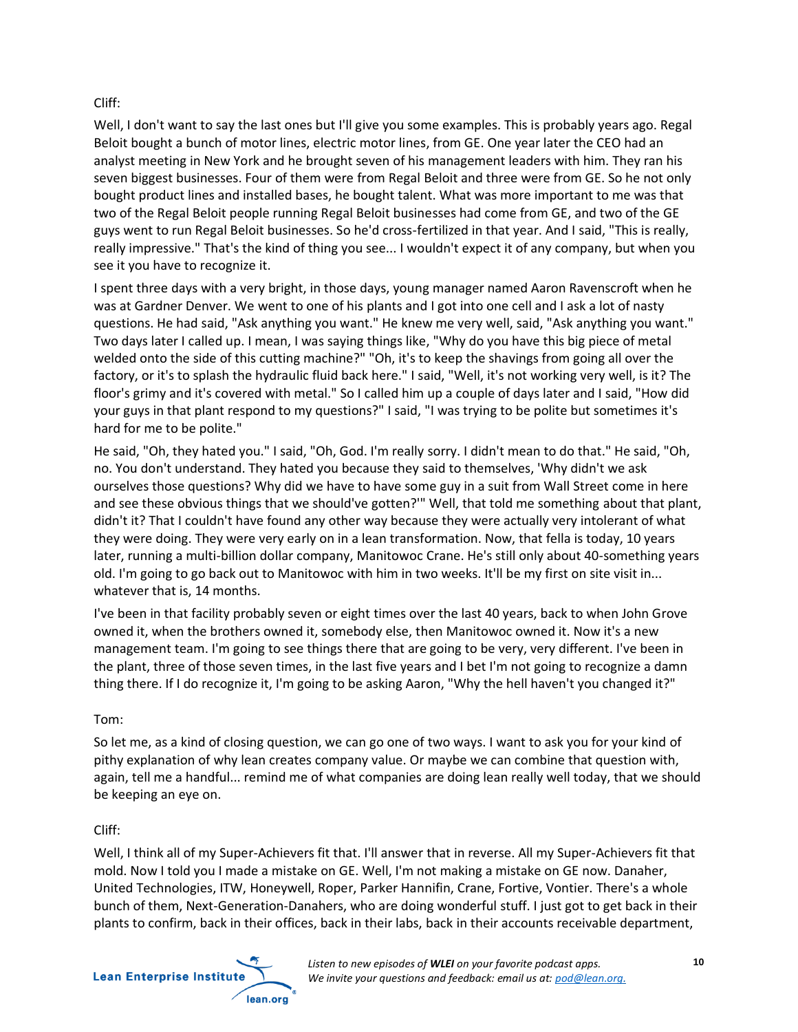Cliff:

Well, I don't want to say the last ones but I'll give you some examples. This is probably years ago. Regal Beloit bought a bunch of motor lines, electric motor lines, from GE. One year later the CEO had an analyst meeting in New York and he brought seven of his management leaders with him. They ran his seven biggest businesses. Four of them were from Regal Beloit and three were from GE. So he not only bought product lines and installed bases, he bought talent. What was more important to me was that two of the Regal Beloit people running Regal Beloit businesses had come from GE, and two of the GE guys went to run Regal Beloit businesses. So he'd cross-fertilized in that year. And I said, "This is really, really impressive." That's the kind of thing you see... I wouldn't expect it of any company, but when you see it you have to recognize it.

I spent three days with a very bright, in those days, young manager named Aaron Ravenscroft when he was at Gardner Denver. We went to one of his plants and I got into one cell and I ask a lot of nasty questions. He had said, "Ask anything you want." He knew me very well, said, "Ask anything you want." Two days later I called up. I mean, I was saying things like, "Why do you have this big piece of metal welded onto the side of this cutting machine?" "Oh, it's to keep the shavings from going all over the factory, or it's to splash the hydraulic fluid back here." I said, "Well, it's not working very well, is it? The floor's grimy and it's covered with metal." So I called him up a couple of days later and I said, "How did your guys in that plant respond to my questions?" I said, "I was trying to be polite but sometimes it's hard for me to be polite."

He said, "Oh, they hated you." I said, "Oh, God. I'm really sorry. I didn't mean to do that." He said, "Oh, no. You don't understand. They hated you because they said to themselves, 'Why didn't we ask ourselves those questions? Why did we have to have some guy in a suit from Wall Street come in here and see these obvious things that we should've gotten?'" Well, that told me something about that plant, didn't it? That I couldn't have found any other way because they were actually very intolerant of what they were doing. They were very early on in a lean transformation. Now, that fella is today, 10 years later, running a multi-billion dollar company, Manitowoc Crane. He's still only about 40-something years old. I'm going to go back out to Manitowoc with him in two weeks. It'll be my first on site visit in... whatever that is, 14 months.

I've been in that facility probably seven or eight times over the last 40 years, back to when John Grove owned it, when the brothers owned it, somebody else, then Manitowoc owned it. Now it's a new management team. I'm going to see things there that are going to be very, very different. I've been in the plant, three of those seven times, in the last five years and I bet I'm not going to recognize a damn thing there. If I do recognize it, I'm going to be asking Aaron, "Why the hell haven't you changed it?"

Tom:

So let me, as a kind of closing question, we can go one of two ways. I want to ask you for your kind of pithy explanation of why lean creates company value. Or maybe we can combine that question with, again, tell me a handful... remind me of what companies are doing lean really well today, that we should be keeping an eye on.

Cliff:

Well, I think all of my Super-Achievers fit that. I'll answer that in reverse. All my Super-Achievers fit that mold. Now I told you I made a mistake on GE. Well, I'm not making a mistake on GE now. Danaher, United Technologies, ITW, Honeywell, Roper, Parker Hannifin, Crane, Fortive, Vontier. There's a whole bunch of them, Next-Generation-Danahers, who are doing wonderful stuff. I just got to get back in their plants to confirm, back in their offices, back in their labs, back in their accounts receivable department,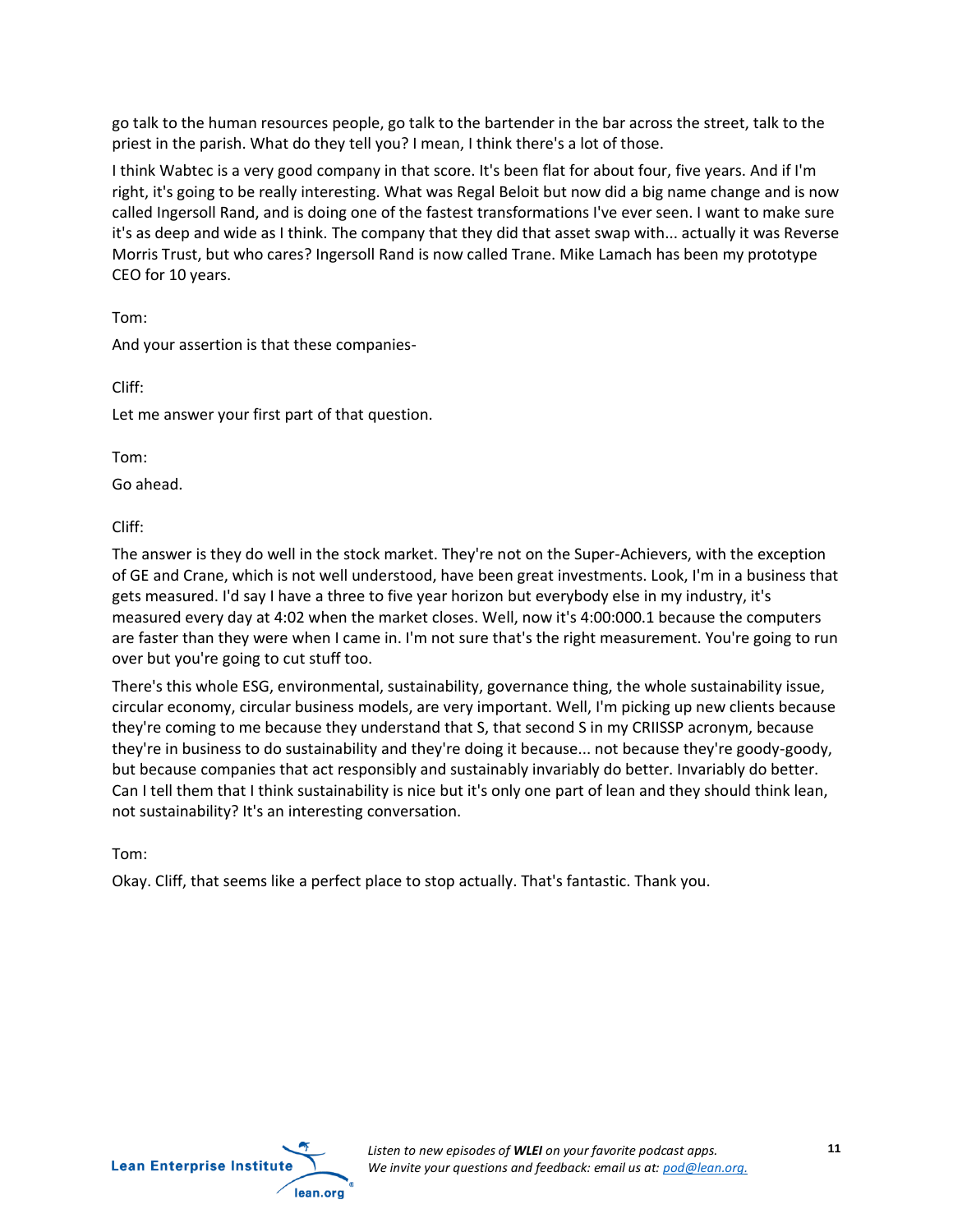go talk to the human resources people, go talk to the bartender in the bar across the street, talk to the priest in the parish. What do they tell you? I mean, I think there's a lot of those.

I think Wabtec is a very good company in that score. It's been flat for about four, five years. And if I'm right, it's going to be really interesting. What was Regal Beloit but now did a big name change and is now called Ingersoll Rand, and is doing one of the fastest transformations I've ever seen. I want to make sure it's as deep and wide as I think. The company that they did that asset swap with... actually it was Reverse Morris Trust, but who cares? Ingersoll Rand is now called Trane. Mike Lamach has been my prototype CEO for 10 years.

Tom:

And your assertion is that these companies-

Cliff:

Let me answer your first part of that question.

Tom:

Go ahead.

Cliff:

The answer is they do well in the stock market. They're not on the Super-Achievers, with the exception of GE and Crane, which is not well understood, have been great investments. Look, I'm in a business that gets measured. I'd say I have a three to five year horizon but everybody else in my industry, it's measured every day at 4:02 when the market closes. Well, now it's 4:00:000.1 because the computers are faster than they were when I came in. I'm not sure that's the right measurement. You're going to run over but you're going to cut stuff too.

There's this whole ESG, environmental, sustainability, governance thing, the whole sustainability issue, circular economy, circular business models, are very important. Well, I'm picking up new clients because they're coming to me because they understand that S, that second S in my CRIISSP acronym, because they're in business to do sustainability and they're doing it because... not because they're goody-goody, but because companies that act responsibly and sustainably invariably do better. Invariably do better. Can I tell them that I think sustainability is nice but it's only one part of lean and they should think lean, not sustainability? It's an interesting conversation.

Tom:

Okay. Cliff, that seems like a perfect place to stop actually. That's fantastic. Thank you.